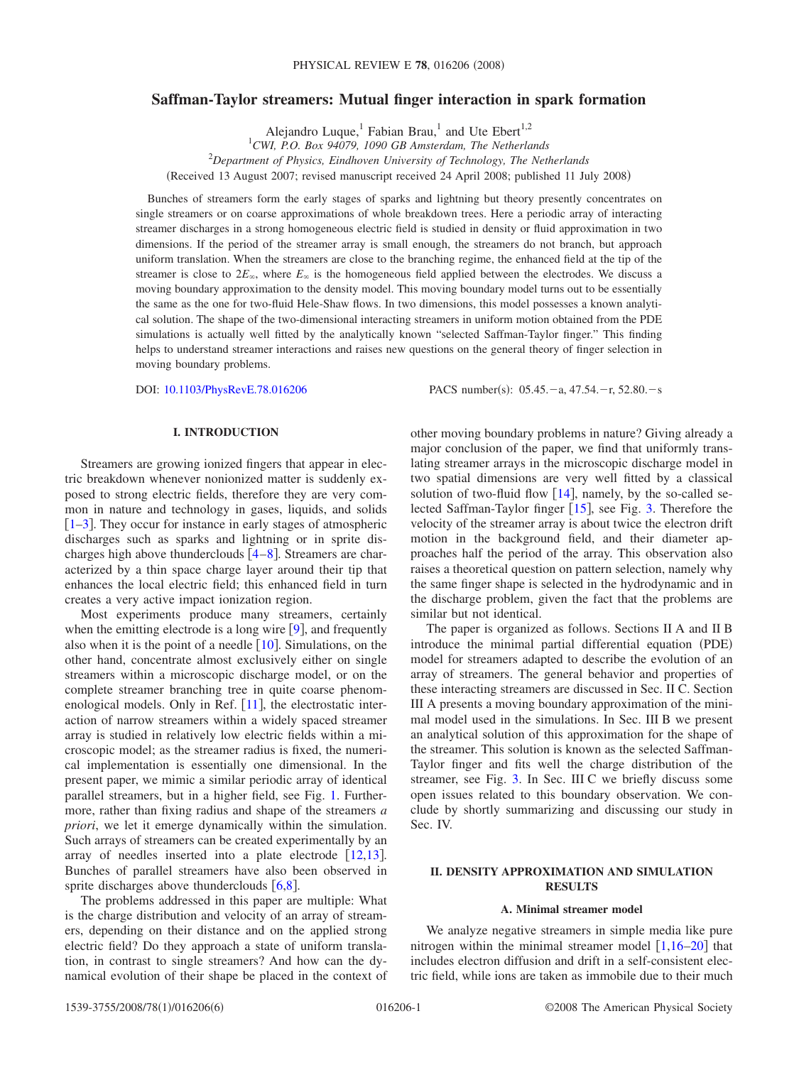# Saffman-Taylor streamers: Mutual finger interaction in spark formation

Alejandro Luque,[1] Fabian Brau,[1] and Ute Ebert[1,2]

[1]*CWI, P.O. Box 94079, 1090 GB Amsterdam, The Netherlands*

[2]*Department of Physics, Eindhoven University of Technology, The Netherlands*

(Received 13 August 2007; revised manuscript received 24 April 2008; published 11 July 2008)

Bunches of streamers form the early stages of sparks and lightning but theory presently concentrates on single streamers or on coarse approximations of whole breakdown trees. Here a periodic array of interacting streamer discharges in a strong homogeneous electric field is studied in density or fluid approximation in two dimensions. If the period of the streamer array is small enough, the streamers do not branch, but approach uniform translation. When the streamers are close to the branching regime, the enhanced field at the tip of the streamer is close to $2E_\infty$, where $E_\infty$ is the homogeneous field applied between the electrodes. We discuss a moving boundary approximation to the density model. This moving boundary model turns out to be essentially the same as the one for two-fluid Hele-Shaw flows. In two dimensions, this model possesses a known analytical solution. The shape of the two-dimensional interacting streamers in uniform motion obtained from the PDE simulations is actually well fitted by the analytically known "selected Saffman-Taylor finger." This finding helps to understand streamer interactions and raises new questions on the general theory of finger selection in moving boundary problems.

DOI: 10.1103/PhysRevE.78.016206 PACS number(s): 05.45.−a, 47.54.−r, 52.80.−s

## I. INTRODUCTION

Streamers are growing ionized fingers that appear in electric breakdown whenever nonionized matter is suddenly exposed to strong electric fields, therefore they are very common in nature and technology in gases, liquids, and solids [1–3]. They occur for instance in early stages of atmospheric discharges such as sparks and lightning or in sprite discharges high above thunderclouds [4–8]. Streamers are characterized by a thin space charge layer around their tip that enhances the local electric field; this enhanced field in turn creates a very active impact ionization region.

Most experiments produce many streamers, certainly when the emitting electrode is a long wire [9], and frequently also when it is the point of a needle [10]. Simulations, on the other hand, concentrate almost exclusively either on single streamers within a microscopic discharge model, or on the complete streamer branching tree in quite coarse phenomenological models. Only in Ref. [11], the electrostatic interaction of narrow streamers within a widely spaced streamer array is studied in relatively low electric fields within a microscopic model; as the streamer radius is fixed, the numerical implementation is essentially one dimensional. In the present paper, we mimic a similar periodic array of identical parallel streamers, but in a higher field, see Fig. 1. Furthermore, rather than fixing radius and shape of the streamers *a priori*, we let it emerge dynamically within the simulation. Such arrays of streamers can be created experimentally by an array of needles inserted into a plate electrode [12,13]. Bunches of parallel streamers have also been observed in sprite discharges above thunderclouds [6,8].

The problems addressed in this paper are multiple: What is the charge distribution and velocity of an array of streamers, depending on their distance and on the applied strong electric field? Do they approach a state of uniform translation, in contrast to single streamers? And how can the dynamical evolution of their shape be placed in the context of other moving boundary problems in nature? Giving already a major conclusion of the paper, we find that uniformly translating streamer arrays in the microscopic discharge model in two spatial dimensions are very well fitted by a classical solution of two-fluid flow [14], namely, by the so-called selected Saffman-Taylor finger [15], see Fig. 3. Therefore the velocity of the streamer array is about twice the electron drift motion in the background field, and their diameter approaches half the period of the array. This observation also raises a theoretical question on pattern selection, namely why the same finger shape is selected in the hydrodynamic and in the discharge problem, given the fact that the problems are similar but not identical.

The paper is organized as follows. Sections II A and II B introduce the minimal partial differential equation (PDE) model for streamers adapted to describe the evolution of an array of streamers. The general behavior and properties of these interacting streamers are discussed in Sec. II C. Section III A presents a moving boundary approximation of the minimal model used in the simulations. In Sec. III B we present an analytical solution of this approximation for the shape of the streamer. This solution is known as the selected Saffman-Taylor finger and fits well the charge distribution of the streamer, see Fig. 3. In Sec. III C we briefly discuss some open issues related to this boundary observation. We conclude by shortly summarizing and discussing our study in Sec. IV.

## II. DENSITY APPROXIMATION AND SIMULATION RESULTS

### A. Minimal streamer model

We analyze negative streamers in simple media like pure nitrogen within the minimal streamer model [1,16–20] that includes electron diffusion and drift in a self-consistent electric field, while ions are taken as immobile due to their much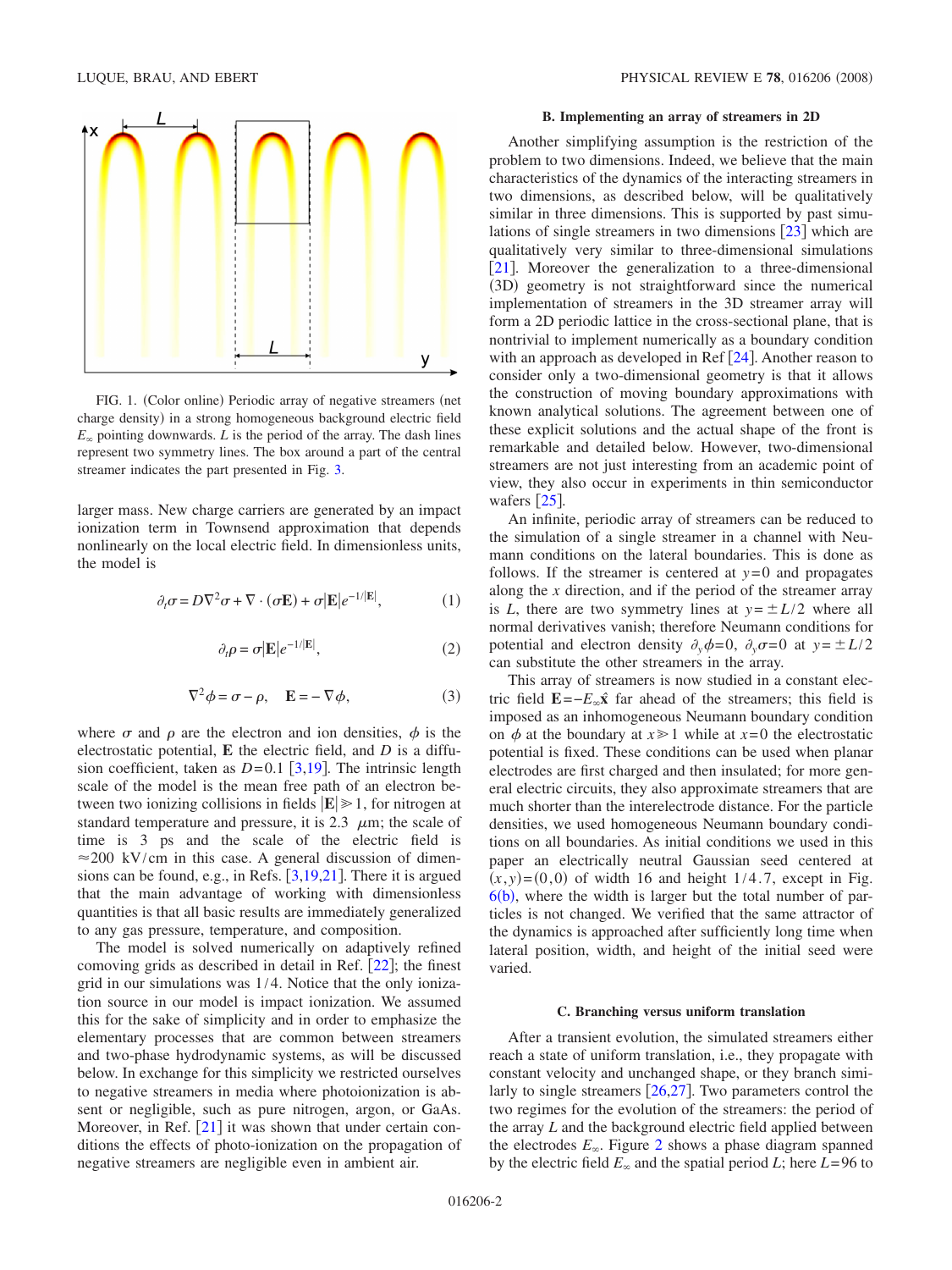FIG. 1. (Color online) Periodic array of negative streamers (net charge density) in a strong homogeneous background electric field $E_\infty$ pointing downwards. $L$ is the period of the array. The dash lines represent two symmetry lines. The box around a part of the central streamer indicates the part presented in Fig. 3.

larger mass. New charge carriers are generated by an impact ionization term in Townsend approximation that depends nonlinearly on the local electric field. In dimensionless units, the model is

$$\partial_t \sigma = D\nabla^2 \sigma + \nabla \cdot (\sigma \mathbf{E}) + \sigma |\mathbf{E}| e^{-1/|\mathbf{E}|}, \tag{1}$$

$$\partial_t \rho = \sigma |\mathbf{E}| e^{-1/|\mathbf{E}|}, \tag{2}$$

$$\nabla^2 \phi = \sigma - \rho, \quad \mathbf{E} = -\nabla \phi, \tag{3}$$

where $\sigma$ and $\rho$ are the electron and ion densities, $\phi$ is the electrostatic potential, $\mathbf{E}$ the electric field, and $D$ is a diffusion coefficient, taken as $D=0.1$ [3,19]. The intrinsic length scale of the model is the mean free path of an electron between two ionizing collisions in fields $|\mathbf{E}| \gg 1$, for nitrogen at standard temperature and pressure, it is 2.3 $\mu$m; the scale of time is 3 ps and the scale of the electric field is $\approx$200 kV/cm in this case. A general discussion of dimensions can be found, e.g., in Refs. [3,19,21]. There it is argued that the main advantage of working with dimensionless quantities is that all basic results are immediately generalized to any gas pressure, temperature, and composition.

The model is solved numerically on adaptively refined comoving grids as described in detail in Ref. [22]; the finest grid in our simulations was 1/4. Notice that the only ionization source in our model is impact ionization. We assumed this for the sake of simplicity and in order to emphasize the elementary processes that are common between streamers and two-phase hydrodynamic systems, as will be discussed below. In exchange for this simplicity we restricted ourselves to negative streamers in media where photoionization is absent or negligible, such as pure nitrogen, argon, or GaAs. Moreover, in Ref. [21] it was shown that under certain conditions the effects of photo-ionization on the propagation of negative streamers are negligible even in ambient air.

### B. Implementing an array of streamers in 2D

Another simplifying assumption is the restriction of the problem to two dimensions. Indeed, we believe that the main characteristics of the dynamics of the interacting streamers in two dimensions, as described below, will be qualitatively similar in three dimensions. This is supported by past simulations of single streamers in two dimensions [23] which are qualitatively very similar to three-dimensional simulations [21]. Moreover the generalization to a three-dimensional (3D) geometry is not straightforward since the numerical implementation of streamers in the 3D streamer array will form a 2D periodic lattice in the cross-sectional plane, that is nontrivial to implement numerically as a boundary condition with an approach as developed in Ref [24]. Another reason to consider only a two-dimensional geometry is that it allows the construction of moving boundary approximations with known analytical solutions. The agreement between one of these explicit solutions and the actual shape of the front is remarkable and detailed below. However, two-dimensional streamers are not just interesting from an academic point of view, they also occur in experiments in thin semiconductor wafers [25].

An infinite, periodic array of streamers can be reduced to the simulation of a single streamer in a channel with Neumann conditions on the lateral boundaries. This is done as follows. If the streamer is centered at $y=0$ and propagates along the $x$ direction, and if the period of the streamer array is $L$, there are two symmetry lines at $y=\pm L/2$ where all normal derivatives vanish; therefore Neumann conditions for potential and electron density $\partial_y \phi=0$, $\partial_y \sigma=0$ at $y=\pm L/2$ can substitute the other streamers in the array.

This array of streamers is now studied in a constant electric field $\mathbf{E}=-E_\infty \hat{\mathbf{x}}$ far ahead of the streamers; this field is imposed as an inhomogeneous Neumann boundary condition on $\phi$ at the boundary at $x \gg 1$ while at $x=0$ the electrostatic potential is fixed. These conditions can be used when planar electrodes are first charged and then insulated; for more general electric circuits, they also approximate streamers that are much shorter than the interelectrode distance. For the particle densities, we used homogeneous Neumann boundary conditions on all boundaries. As initial conditions we used in this paper an electrically neutral Gaussian seed centered at $(x,y)=(0,0)$ of width 16 and height 1/4.7, except in Fig. 6(b), where the width is larger but the total number of particles is not changed. We verified that the same attractor of the dynamics is approached after sufficiently long time when lateral position, width, and height of the initial seed were varied.

### C. Branching versus uniform translation

After a transient evolution, the simulated streamers either reach a state of uniform translation, i.e., they propagate with constant velocity and unchanged shape, or they branch similarly to single streamers [26,27]. Two parameters control the two regimes for the evolution of the streamers: the period of the array $L$ and the background electric field applied between the electrodes $E_\infty$. Figure 2 shows a phase diagram spanned by the electric field $E_\infty$ and the spatial period $L$; here $L=96$ to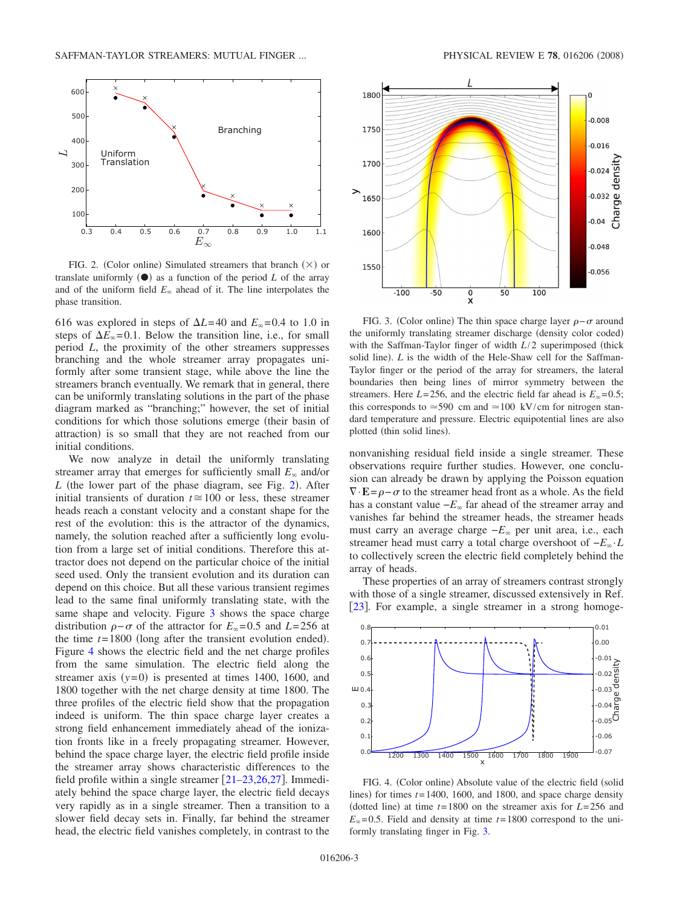FIG. 2. (Color online) Simulated streamers that branch (×) or translate uniformly (●) as a function of the period $L$ of the array and of the uniform field $E_\infty$ ahead of it. The line interpolates the phase transition.

616 was explored in steps of $\Delta L=40$ and $E_\infty=0.4$ to 1.0 in steps of $\Delta E_\infty=0.1$. Below the transition line, i.e., for small period $L$, the proximity of the other streamers suppresses branching and the whole streamer array propagates uniformly after some transient stage, while above the line the streamers branch eventually. We remark that in general, there can be uniformly translating solutions in the part of the phase diagram marked as "branching;" however, the set of initial conditions for which those solutions emerge (their basin of attraction) is so small that they are not reached from our initial conditions.

We now analyze in detail the uniformly translating streamer array that emerges for sufficiently small $E_\infty$ and/or $L$ (the lower part of the phase diagram, see Fig. 2). After initial transients of duration $t\cong 100$ or less, these streamer heads reach a constant velocity and a constant shape for the rest of the evolution: this is the attractor of the dynamics, namely, the solution reached after a sufficiently long evolution from a large set of initial conditions. Therefore this attractor does not depend on the particular choice of the initial seed used. Only the transient evolution and its duration can depend on this choice. But all these various transient regimes lead to the same final uniformly translating state, with the same shape and velocity. Figure 3 shows the space charge distribution $\rho-\sigma$ of the attractor for $E_\infty=0.5$ and $L=256$ at the time $t=1800$ (long after the transient evolution ended). Figure 4 shows the electric field and the net charge profiles from the same simulation. The electric field along the streamer axis $(y=0)$ is presented at times 1400, 1600, and 1800 together with the net charge density at time 1800. The three profiles of the electric field show that the propagation indeed is uniform. The thin space charge layer creates a strong field enhancement immediately ahead of the ionization fronts like in a freely propagating streamer. However, behind the space charge layer, the electric field profile inside the streamer array shows characteristic differences to the field profile within a single streamer [21–23,26,27]. Immediately behind the space charge layer, the electric field decays very rapidly as in a single streamer. Then a transition to a slower field decay sets in. Finally, far behind the streamer head, the electric field vanishes completely, in contrast to the nonvanishing residual field inside a single streamer. These observations require further studies. However, one conclusion can already be drawn by applying the Poisson equation $\nabla\cdot\mathbf{E}=\rho-\sigma$ to the streamer head front as a whole. As the field has a constant value $-E_\infty$ far ahead of the streamer array and vanishes far behind the streamer heads, the streamer heads must carry an average charge $-E_\infty$ per unit area, i.e., each streamer head must carry a total charge overshoot of $-E_\infty\cdot L$ to collectively screen the electric field completely behind the array of heads.

FIG. 3. (Color online) The thin space charge layer $\rho-\sigma$ around the uniformly translating streamer discharge (density color coded) with the Saffman-Taylor finger of width $L/2$ superimposed (thick solid line). $L$ is the width of the Hele-Shaw cell for the Saffman-Taylor finger or the period of the array for streamers, the lateral boundaries then being lines of mirror symmetry between the streamers. Here $L=256$, and the electric field far ahead is $E_\infty=0.5$; this corresponds to $\simeq 590$ cm and $\simeq 100$ kV/cm for nitrogen standard temperature and pressure. Electric equipotential lines are also plotted (thin solid lines).

These properties of an array of streamers contrast strongly with those of a single streamer, discussed extensively in Ref. [23]. For example, a single streamer in a strong homoge-

FIG. 4. (Color online) Absolute value of the electric field (solid lines) for times $t=1400$, 1600, and 1800, and space charge density (dotted line) at time $t=1800$ on the streamer axis for $L=256$ and $E_\infty=0.5$. Field and density at time $t=1800$ correspond to the uniformly translating finger in Fig. 3.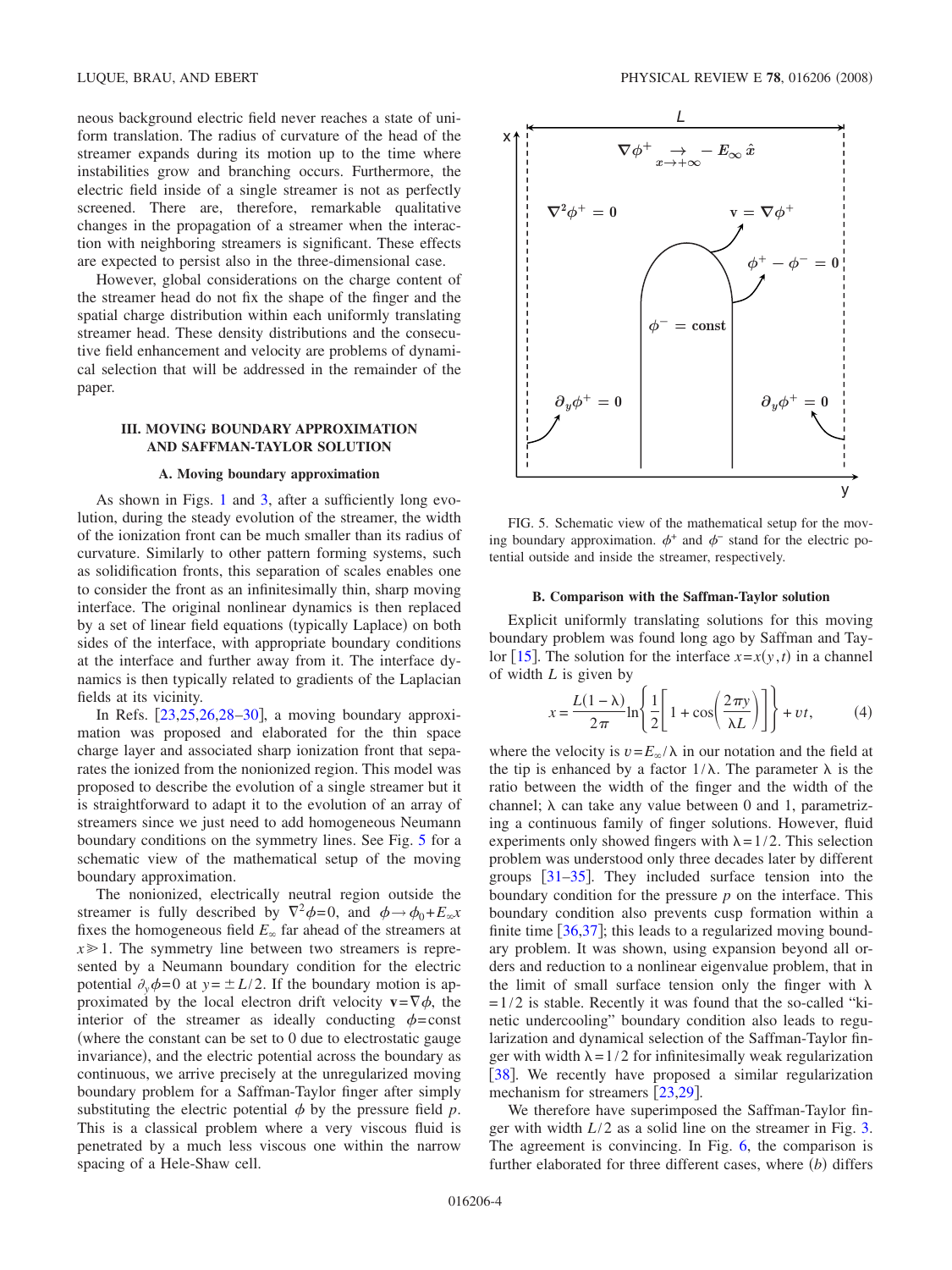neous background electric field never reaches a state of uniform translation. The radius of curvature of the head of the streamer expands during its motion up to the time where instabilities grow and branching occurs. Furthermore, the electric field inside of a single streamer is not as perfectly screened. There are, therefore, remarkable qualitative changes in the propagation of a streamer when the interaction with neighboring streamers is significant. These effects are expected to persist also in the three-dimensional case.

However, global considerations on the charge content of the streamer head do not fix the shape of the finger and the spatial charge distribution within each uniformly translating streamer head. These density distributions and the consecutive field enhancement and velocity are problems of dynamical selection that will be addressed in the remainder of the paper.

## III. MOVING BOUNDARY APPROXIMATION AND SAFFMAN-TAYLOR SOLUTION

### A. Moving boundary approximation

As shown in Figs. 1 and 3, after a sufficiently long evolution, during the steady evolution of the streamer, the width of the ionization front can be much smaller than its radius of curvature. Similarly to other pattern forming systems, such as solidification fronts, this separation of scales enables one to consider the front as an infinitesimally thin, sharp moving interface. The original nonlinear dynamics is then replaced by a set of linear field equations (typically Laplace) on both sides of the interface, with appropriate boundary conditions at the interface and further away from it. The interface dynamics is then typically related to gradients of the Laplacian fields at its vicinity.

In Refs. [23,25,26,28–30], a moving boundary approximation was proposed and elaborated for the thin space charge layer and associated sharp ionization front that separates the ionized from the nonionized region. This model was proposed to describe the evolution of a single streamer but it is straightforward to adapt it to the evolution of an array of streamers since we just need to add homogeneous Neumann boundary conditions on the symmetry lines. See Fig. 5 for a schematic view of the mathematical setup of the moving boundary approximation.

The nonionized, electrically neutral region outside the streamer is fully described by $\nabla^2\phi=0$, and $\phi\to\phi_0+E_\infty x$ fixes the homogeneous field $E_\infty$ far ahead of the streamers at $x\gg 1$. The symmetry line between two streamers is represented by a Neumann boundary condition for the electric potential $\partial_y\phi=0$ at $y=\pm L/2$. If the boundary motion is approximated by the local electron drift velocity $\mathbf{v}=\nabla\phi$, the interior of the streamer as ideally conducting $\phi=$const (where the constant can be set to 0 due to electrostatic gauge invariance), and the electric potential across the boundary as continuous, we arrive precisely at the unregularized moving boundary problem for a Saffman-Taylor finger after simply substituting the electric potential $\phi$ by the pressure field $p$. This is a classical problem where a very viscous fluid is penetrated by a much less viscous one within the narrow spacing of a Hele-Shaw cell.

FIG. 5. Schematic view of the mathematical setup for the moving boundary approximation. $\phi^+$ and $\phi^-$ stand for the electric potential outside and inside the streamer, respectively.

### B. Comparison with the Saffman-Taylor solution

Explicit uniformly translating solutions for this moving boundary problem was found long ago by Saffman and Taylor [15]. The solution for the interface $x=x(y,t)$ in a channel of width $L$ is given by

$$x=\frac{L(1-\lambda)}{2\pi}\ln\left\{\frac{1}{2}\left[1+\cos\left(\frac{2\pi y}{\lambda L}\right)\right]\right\}+vt, \tag{4}$$

where the velocity is $v=E_\infty/\lambda$ in our notation and the field at the tip is enhanced by a factor $1/\lambda$. The parameter $\lambda$ is the ratio between the width of the finger and the width of the channel; $\lambda$ can take any value between 0 and 1, parametrizing a continuous family of finger solutions. However, fluid experiments only showed fingers with $\lambda=1/2$. This selection problem was understood only three decades later by different groups [31–35]. They included surface tension into the boundary condition for the pressure $p$ on the interface. This boundary condition also prevents cusp formation within a finite time [36,37]; this leads to a regularized moving boundary problem. It was shown, using expansion beyond all orders and reduction to a nonlinear eigenvalue problem, that in the limit of small surface tension only the finger with $\lambda=1/2$ is stable. Recently it was found that the so-called "kinetic undercooling" boundary condition also leads to regularization and dynamical selection of the Saffman-Taylor finger with width $\lambda=1/2$ for infinitesimally weak regularization [38]. We recently have proposed a similar regularization mechanism for streamers [23,29].

We therefore have superimposed the Saffman-Taylor finger with width $L/2$ as a solid line on the streamer in Fig. 3. The agreement is convincing. In Fig. 6, the comparison is further elaborated for three different cases, where ($b$) differs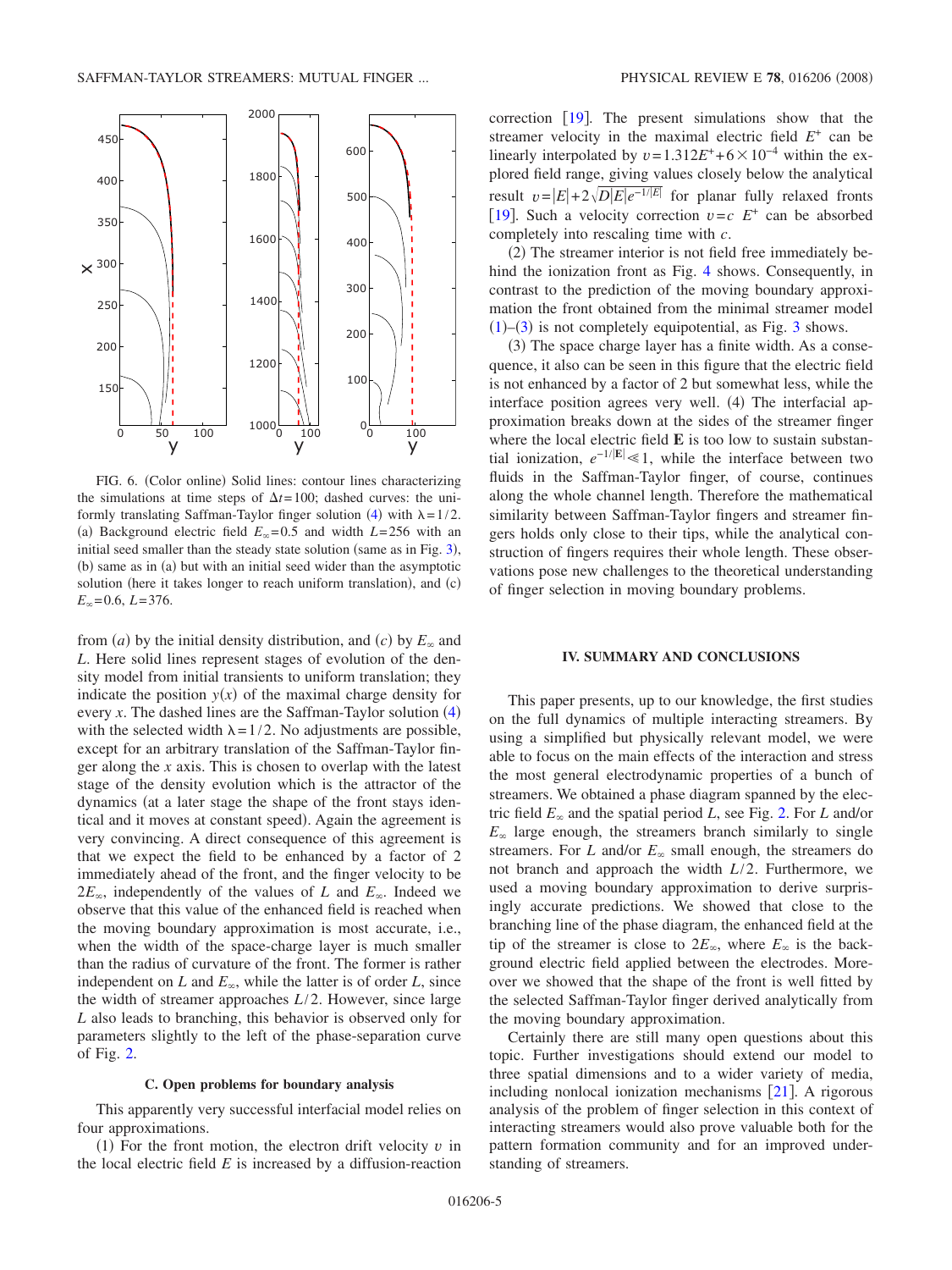FIG. 6. (Color online) Solid lines: contour lines characterizing the simulations at time steps of $\Delta t=100$; dashed curves: the uniformly translating Saffman-Taylor finger solution (4) with $\lambda=1/2$. (a) Background electric field $E_\infty=0.5$ and width $L=256$ with an initial seed smaller than the steady state solution (same as in Fig. 3), (b) same as in (a) but with an initial seed wider than the asymptotic solution (here it takes longer to reach uniform translation), and (c) $E_\infty=0.6$, $L=376$.

from $(a)$ by the initial density distribution, and $(c)$ by $E_\infty$ and $L$. Here solid lines represent stages of evolution of the density model from initial transients to uniform translation; they indicate the position $y(x)$ of the maximal charge density for every $x$. The dashed lines are the Saffman-Taylor solution (4) with the selected width $\lambda=1/2$. No adjustments are possible, except for an arbitrary translation of the Saffman-Taylor finger along the $x$ axis. This is chosen to overlap with the latest stage of the density evolution which is the attractor of the dynamics (at a later stage the shape of the front stays identical and it moves at constant speed). Again the agreement is very convincing. A direct consequence of this agreement is that we expect the field to be enhanced by a factor of 2 immediately ahead of the front, and the finger velocity to be $2E_\infty$, independently of the values of $L$ and $E_\infty$. Indeed we observe that this value of the enhanced field is reached when the moving boundary approximation is most accurate, i.e., when the width of the space-charge layer is much smaller than the radius of curvature of the front. The former is rather independent on $L$ and $E_\infty$, while the latter is of order $L$, since the width of streamer approaches $L/2$. However, since large $L$ also leads to branching, this behavior is observed only for parameters slightly to the left of the phase-separation curve of Fig. 2.

### C. Open problems for boundary analysis

This apparently very successful interfacial model relies on four approximations.

(1) For the front motion, the electron drift velocity $v$ in the local electric field $E$ is increased by a diffusion-reaction correction [19]. The present simulations show that the streamer velocity in the maximal electric field $E^+$ can be linearly interpolated by $v=1.312E^+ + 6\times10^{-4}$ within the explored field range, giving values closely below the analytical result $v=|E|+2\sqrt{D|E|}e^{-1/|E|}$ for planar fully relaxed fronts [19]. Such a velocity correction $v=c\ E^+$ can be absorbed completely into rescaling time with $c$.

(2) The streamer interior is not field free immediately behind the ionization front as Fig. 4 shows. Consequently, in contrast to the prediction of the moving boundary approximation the front obtained from the minimal streamer model (1)–(3) is not completely equipotential, as Fig. 3 shows.

(3) The space charge layer has a finite width. As a consequence, it also can be seen in this figure that the electric field is not enhanced by a factor of 2 but somewhat less, while the interface position agrees very well. (4) The interfacial approximation breaks down at the sides of the streamer finger where the local electric field $\mathbf{E}$ is too low to sustain substantial ionization, $e^{-1/|\mathbf{E}|}\ll 1$, while the interface between two fluids in the Saffman-Taylor finger, of course, continues along the whole channel length. Therefore the mathematical similarity between Saffman-Taylor fingers and streamer fingers holds only close to their tips, while the analytical construction of fingers requires their whole length. These observations pose new challenges to the theoretical understanding of finger selection in moving boundary problems.

## IV. SUMMARY AND CONCLUSIONS

This paper presents, up to our knowledge, the first studies on the full dynamics of multiple interacting streamers. By using a simplified but physically relevant model, we were able to focus on the main effects of the interaction and stress the most general electrodynamic properties of a bunch of streamers. We obtained a phase diagram spanned by the electric field $E_\infty$ and the spatial period $L$, see Fig. 2. For $L$ and/or $E_\infty$ large enough, the streamers branch similarly to single streamers. For $L$ and/or $E_\infty$ small enough, the streamers do not branch and approach the width $L/2$. Furthermore, we used a moving boundary approximation to derive surprisingly accurate predictions. We showed that close to the branching line of the phase diagram, the enhanced field at the tip of the streamer is close to $2E_\infty$, where $E_\infty$ is the background electric field applied between the electrodes. Moreover we showed that the shape of the front is well fitted by the selected Saffman-Taylor finger derived analytically from the moving boundary approximation.

Certainly there are still many open questions about this topic. Further investigations should extend our model to three spatial dimensions and to a wider variety of media, including nonlocal ionization mechanisms [21]. A rigorous analysis of the problem of finger selection in this context of interacting streamers would also prove valuable both for the pattern formation community and for an improved understanding of streamers.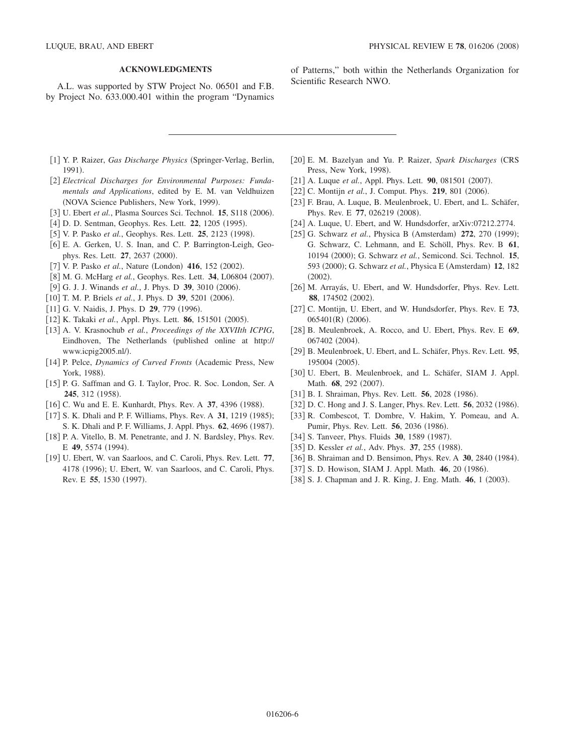## ACKNOWLEDGMENTS

A.L. was supported by STW Project No. 06501 and F.B. by Project No. 633.000.401 within the program "Dynamics of Patterns," both within the Netherlands Organization for Scientific Research NWO.

---

[1] Y. P. Raizer, *Gas Discharge Physics* (Springer-Verlag, Berlin, 1991).

[2] *Electrical Discharges for Environmental Purposes: Fundamentals and Applications*, edited by E. M. van Veldhuizen (NOVA Science Publishers, New York, 1999).

[3] U. Ebert *et al.*, Plasma Sources Sci. Technol. **15**, S118 (2006).

[4] D. D. Sentman, Geophys. Res. Lett. **22**, 1205 (1995).

[5] V. P. Pasko *et al.*, Geophys. Res. Lett. **25**, 2123 (1998).

[6] E. A. Gerken, U. S. Inan, and C. P. Barrington-Leigh, Geophys. Res. Lett. **27**, 2637 (2000).

[7] V. P. Pasko *et al.*, Nature (London) **416**, 152 (2002).

[8] M. G. McHarg *et al.*, Geophys. Res. Lett. **34**, L06804 (2007).

[9] G. J. J. Winands *et al.*, J. Phys. D **39**, 3010 (2006).

[10] T. M. P. Briels *et al.*, J. Phys. D **39**, 5201 (2006).

[11] G. V. Naidis, J. Phys. D **29**, 779 (1996).

[12] K. Takaki *et al.*, Appl. Phys. Lett. **86**, 151501 (2005).

[13] A. V. Krasnochub *et al.*, *Proceedings of the XXVIIth ICPIG*, Eindhoven, The Netherlands (published online at http://www.icpig2005.nl/).

[14] P. Pelce, *Dynamics of Curved Fronts* (Academic Press, New York, 1988).

[15] P. G. Saffman and G. I. Taylor, Proc. R. Soc. London, Ser. A **245**, 312 (1958).

[16] C. Wu and E. E. Kunhardt, Phys. Rev. A **37**, 4396 (1988).

[17] S. K. Dhali and P. F. Williams, Phys. Rev. A **31**, 1219 (1985); S. K. Dhali and P. F. Williams, J. Appl. Phys. **62**, 4696 (1987).

[18] P. A. Vitello, B. M. Penetrante, and J. N. Bardsley, Phys. Rev. E **49**, 5574 (1994).

[19] U. Ebert, W. van Saarloos, and C. Caroli, Phys. Rev. Lett. **77**, 4178 (1996); U. Ebert, W. van Saarloos, and C. Caroli, Phys. Rev. E **55**, 1530 (1997).

[20] E. M. Bazelyan and Yu. P. Raizer, *Spark Discharges* (CRS Press, New York, 1998).

[21] A. Luque *et al.*, Appl. Phys. Lett. **90**, 081501 (2007).

[22] C. Montijn *et al.*, J. Comput. Phys. **219**, 801 (2006).

[23] F. Brau, A. Luque, B. Meulenbroek, U. Ebert, and L. Schäfer, Phys. Rev. E **77**, 026219 (2008).

[24] A. Luque, U. Ebert, and W. Hundsdorfer, arXiv:07212.2774.

[25] G. Schwarz *et al.*, Physica B (Amsterdam) **272**, 270 (1999); G. Schwarz, C. Lehmann, and E. Schöll, Phys. Rev. B **61**, 10194 (2000); G. Schwarz *et al.*, Semicond. Sci. Technol. **15**, 593 (2000); G. Schwarz *et al.*, Physica E (Amsterdam) **12**, 182 (2002).

[26] M. Arrayás, U. Ebert, and W. Hundsdorfer, Phys. Rev. Lett. **88**, 174502 (2002).

[27] C. Montijn, U. Ebert, and W. Hundsdorfer, Phys. Rev. E **73**, 065401(R) (2006).

[28] B. Meulenbroek, A. Rocco, and U. Ebert, Phys. Rev. E **69**, 067402 (2004).

[29] B. Meulenbroek, U. Ebert, and L. Schäfer, Phys. Rev. Lett. **95**, 195004 (2005).

[30] U. Ebert, B. Meulenbroek, and L. Schäfer, SIAM J. Appl. Math. **68**, 292 (2007).

[31] B. I. Shraiman, Phys. Rev. Lett. **56**, 2028 (1986).

[32] D. C. Hong and J. S. Langer, Phys. Rev. Lett. **56**, 2032 (1986).

[33] R. Combescot, T. Dombre, V. Hakim, Y. Pomeau, and A. Pumir, Phys. Rev. Lett. **56**, 2036 (1986).

[34] S. Tanveer, Phys. Fluids **30**, 1589 (1987).

[35] D. Kessler *et al.*, Adv. Phys. **37**, 255 (1988).

[36] B. Shraiman and D. Bensimon, Phys. Rev. A **30**, 2840 (1984).

[37] S. D. Howison, SIAM J. Appl. Math. **46**, 20 (1986).

[38] S. J. Chapman and J. R. King, J. Eng. Math. **46**, 1 (2003).